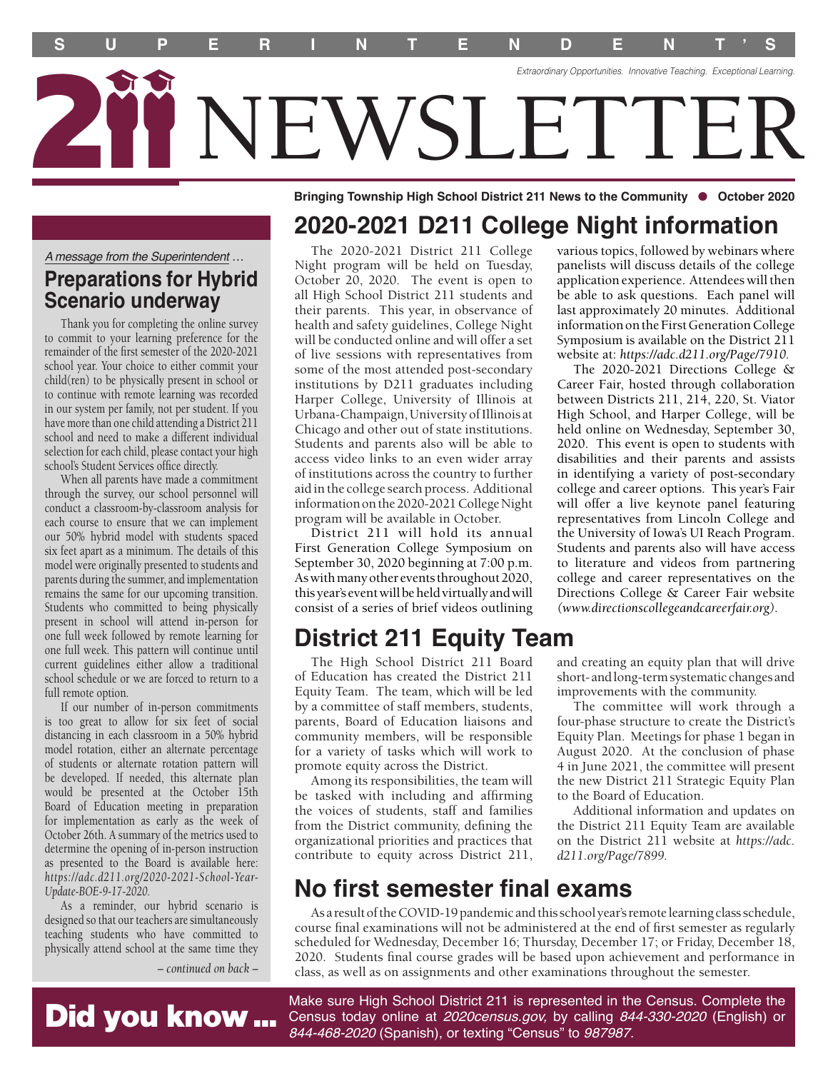# SUPERINTENDENT'S NEWSLETTER

*Extraordinary Opportunities. Innovative Teaching. Exceptional Learning.*

**Bringing Township High School District 211 News to the Community ● October 2020**

*A message from the Superintendent …*

## Preparations for Hybrid Scenario underway

Thank you for completing the online survey to commit to your learning preference for the remainder of the first semester of the 2020-2021 school year. Your choice to either commit your child(ren) to be physically present in school or to continue with remote learning was recorded in our system per family, not per student. If you have more than one child attending a District 211 school and need to make a different individual selection for each child, please contact your high school's Student Services office directly.

When all parents have made a commitment through the survey, our school personnel will conduct a classroom-by-classroom analysis for each course to ensure that we can implement our 50% hybrid model with students spaced six feet apart as a minimum. The details of this model were originally presented to students and parents during the summer, and implementation remains the same for our upcoming transition. Students who committed to being physically present in school will attend in-person for one full week followed by remote learning for one full week. This pattern will continue until current guidelines either allow a traditional school schedule or we are forced to return to a full remote option.

If our number of in-person commitments is too great to allow for six feet of social distancing in each classroom in a 50% hybrid model rotation, either an alternate percentage of students or alternate rotation pattern will be developed. If needed, this alternate plan would be presented at the October 15th Board of Education meeting in preparation for implementation as early as the week of October 26th. A summary of the metrics used to determine the opening of in-person instruction as presented to the Board is available here: *https://adc.d211.org/2020-2021-School-Year-Update-BOE-9-17-2020.*

As a reminder, our hybrid scenario is designed so that our teachers are simultaneously teaching students who have committed to physically attend school at the same time they

*– continued on back –*

## 2020-2021 D211 College Night information

The 2020-2021 District 211 College Night program will be held on Tuesday, October 20, 2020. The event is open to all High School District 211 students and their parents. This year, in observance of health and safety guidelines, College Night will be conducted online and will offer a set of live sessions with representatives from some of the most attended post-secondary institutions by D211 graduates including Harper College, University of Illinois at Urbana-Champaign, University of Illinois at Chicago and other out of state institutions. Students and parents also will be able to access video links to an even wider array of institutions across the country to further aid in the college search process. Additional information on the 2020-2021 College Night program will be available in October.

District 211 will hold its annual First Generation College Symposium on September 30, 2020 beginning at 7:00 p.m. As with many other events throughout 2020, this year's event will be held virtually and will consist of a series of brief videos outlining various topics, followed by webinars where panelists will discuss details of the college application experience. Attendees will then be able to ask questions. Each panel will last approximately 20 minutes. Additional information on the First Generation College Symposium is available on the District 211 website at: *https://adc.d211.org/Page/7910.*

The 2020-2021 Directions College & Career Fair, hosted through collaboration between Districts 211, 214, 220, St. Viator High School, and Harper College, will be held online on Wednesday, September 30, 2020. This event is open to students with disabilities and their parents and assists in identifying a variety of post-secondary college and career options. This year's Fair will offer a live keynote panel featuring representatives from Lincoln College and the University of Iowa's UI Reach Program. Students and parents also will have access to literature and videos from partnering college and career representatives on the Directions College & Career Fair website *(www.directionscollegeandcareerfair.org).*

## District 211 Equity Team

The High School District 211 Board of Education has created the District 211 Equity Team. The team, which will be led by a committee of staff members, students, parents, Board of Education liaisons and community members, will be responsible for a variety of tasks which will work to promote equity across the District.

Among its responsibilities, the team will be tasked with including and affirming the voices of students, staff and families from the District community, defining the organizational priorities and practices that contribute to equity across District 211, and creating an equity plan that will drive short- and long-term systematic changes and improvements with the community.

The committee will work through a four-phase structure to create the District's Equity Plan. Meetings for phase 1 began in August 2020. At the conclusion of phase 4 in June 2021, the committee will present the new District 211 Strategic Equity Plan to the Board of Education.

Additional information and updates on the District 211 Equity Team are available on the District 211 website at *https://adc.d211.org/Page/7899.*

## No first semester final exams

As a result of the COVID-19 pandemic and this school year's remote learning class schedule, course final examinations will not be administered at the end of first semester as regularly scheduled for Wednesday, December 16; Thursday, December 17; or Friday, December 18, 2020. Students final course grades will be based upon achievement and performance in class, as well as on assignments and other examinations throughout the semester.

**Did you know …**

Make sure High School District 211 is represented in the Census. Complete the Census today online at *2020census.gov,* by calling *844-330-2020* (English) or *844-468-2020* (Spanish), or texting "Census" to *987987.*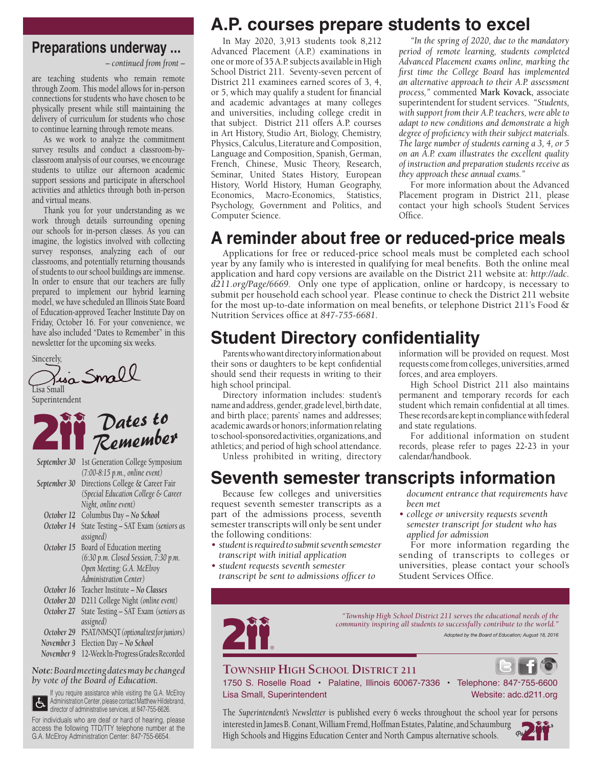## Preparations underway ...

*– continued from front –*

are teaching students who remain remote through Zoom. This model allows for in-person connections for students who have chosen to be physically present while still maintaining the delivery of curriculum for students who chose to continue learning through remote means.

As we work to analyze the commitment survey results and conduct a classroom-by-classroom analysis of our courses, we encourage students to utilize our afternoon academic support sessions and participate in afterschool activities and athletics through both in-person and virtual means.

Thank you for your understanding as we work through details surrounding opening our schools for in-person classes. As you can imagine, the logistics involved with collecting survey responses, analyzing each of our classrooms, and potentially returning thousands of students to our school buildings are immense. In order to ensure that our teachers are fully prepared to implement our hybrid learning model, we have scheduled an Illinois State Board of Education-approved Teacher Institute Day on Friday, October 16. For your convenience, we have also included "Dates to Remember" in this newsletter for the upcoming six weeks.

Sincerely,

Lisa Small
Superintendent

## 211 Dates to Remember

| | |
|---|---|
| *September 30* | 1st Generation College Symposium *(7:00-8:15 p.m., online event)* |
| *September 30* | Directions College & Career Fair *(Special Education College & Career Night, online event)* |
| *October 12* | Columbus Day – *No School* |
| *October 14* | State Testing – SAT Exam *(seniors as assigned)* |
| *October 15* | Board of Education meeting *(6:30 p.m. Closed Session, 7:30 p.m. Open Meeting; G.A. McElroy Administration Center)* |
| *October 16* | Teacher Institute – *No Classes* |
| *October 20* | D211 College Night *(online event)* |
| *October 27* | State Testing – SAT Exam *(seniors as assigned)* |
| *October 29* | PSAT/NMSQT *(optional test for juniors)* |
| *November 3* | Election Day – *No School* |
| *November 9* | 12-Week In-Progress Grades Recorded |

***Note:** Board meeting dates may be changed by vote of the Board of Education.*

If you require assistance while visiting the G.A. McElroy Administration Center, please contact Matthew Hildebrand, director of administrative services, at 847-755-6626.

For individuals who are deaf or hard of hearing, please access the following TTD/TTY telephone number at the G.A. McElroy Administration Center: 847-755-6654.

# A.P. courses prepare students to excel

In May 2020, 3,913 students took 8,212 Advanced Placement (A.P.) examinations in one or more of 35 A.P. subjects available in High School District 211. Seventy-seven percent of District 211 examinees earned scores of 3, 4, or 5, which may qualify a student for financial and academic advantages at many colleges and universities, including college credit in that subject. District 211 offers A.P. courses in Art History, Studio Art, Biology, Chemistry, Physics, Calculus, Literature and Composition, Language and Composition, Spanish, German, French, Chinese, Music Theory, Research, Seminar, United States History, European History, World History, Human Geography, Economics, Macro-Economics, Statistics, Psychology, Government and Politics, and Computer Science.

*"In the spring of 2020, due to the mandatory period of remote learning, students completed Advanced Placement exams online, marking the first time the College Board has implemented an alternative approach to their A.P. assessment process,"* commented **Mark Kovack**, associate superintendent for student services. *"Students, with support from their A.P. teachers, were able to adapt to new conditions and demonstrate a high degree of proficiency with their subject materials. The large number of students earning a 3, 4, or 5 on an A.P. exam illustrates the excellent quality of instruction and preparation students receive as they approach these annual exams."*

For more information about the Advanced Placement program in District 211, please contact your high school's Student Services Office.

# A reminder about free or reduced-price meals

Applications for free or reduced-price school meals must be completed each school year by any family who is interested in qualifying for meal benefits. Both the online meal application and hard copy versions are available on the District 211 website at: *http://adc.d211.org/Page/6669*. Only one type of application, online or hardcopy, is necessary to submit per household each school year. Please continue to check the District 211 website for the most up-to-date information on meal benefits, or telephone District 211's Food & Nutrition Services office at *847-755-6681*.

# Student Directory confidentiality

Parents who want directory information about their sons or daughters to be kept confidential should send their requests in writing to their high school principal.

Directory information includes: student's name and address, gender, grade level, birth date, and birth place; parents' names and addresses; academic awards or honors; information relating to school-sponsored activities, organizations, and athletics; and period of high school attendance.

Unless prohibited in writing, directory information will be provided on request. Most requests come from colleges, universities, armed forces, and area employers.

High School District 211 also maintains permanent and temporary records for each student which remain confidential at all times. These records are kept in compliance with federal and state regulations.

For additional information on student records, please refer to pages 22-23 in your calendar/handbook.

# Seventh semester transcripts information

Because few colleges and universities request seventh semester transcripts as a part of the admissions process, seventh semester transcripts will only be sent under the following conditions:

- *student is required to submit seventh semester transcript with initial application*
- *student requests seventh semester transcript be sent to admissions officer to document entrance that requirements have been met*
- *college or university requests seventh semester transcript for student who has applied for admission*

For more information regarding the sending of transcripts to colleges or universities, please contact your school's Student Services Office.

*"Township High School District 211 serves the educational needs of the community inspiring all students to successfully contribute to the world."*

*Adopted by the Board of Education; August 18, 2016*

**Township High School District 211**

1750 S. Roselle Road • Palatine, Illinois 60067-7336 • Telephone: 847-755-6600

Lisa Small, Superintendent — Website: adc.d211.org

The *Superintendent's Newsletter* is published every 6 weeks throughout the school year for persons interested in James B. Conant, William Fremd, Hoffman Estates, Palatine, and Schaumburg High Schools and Higgins Education Center and North Campus alternative schools.